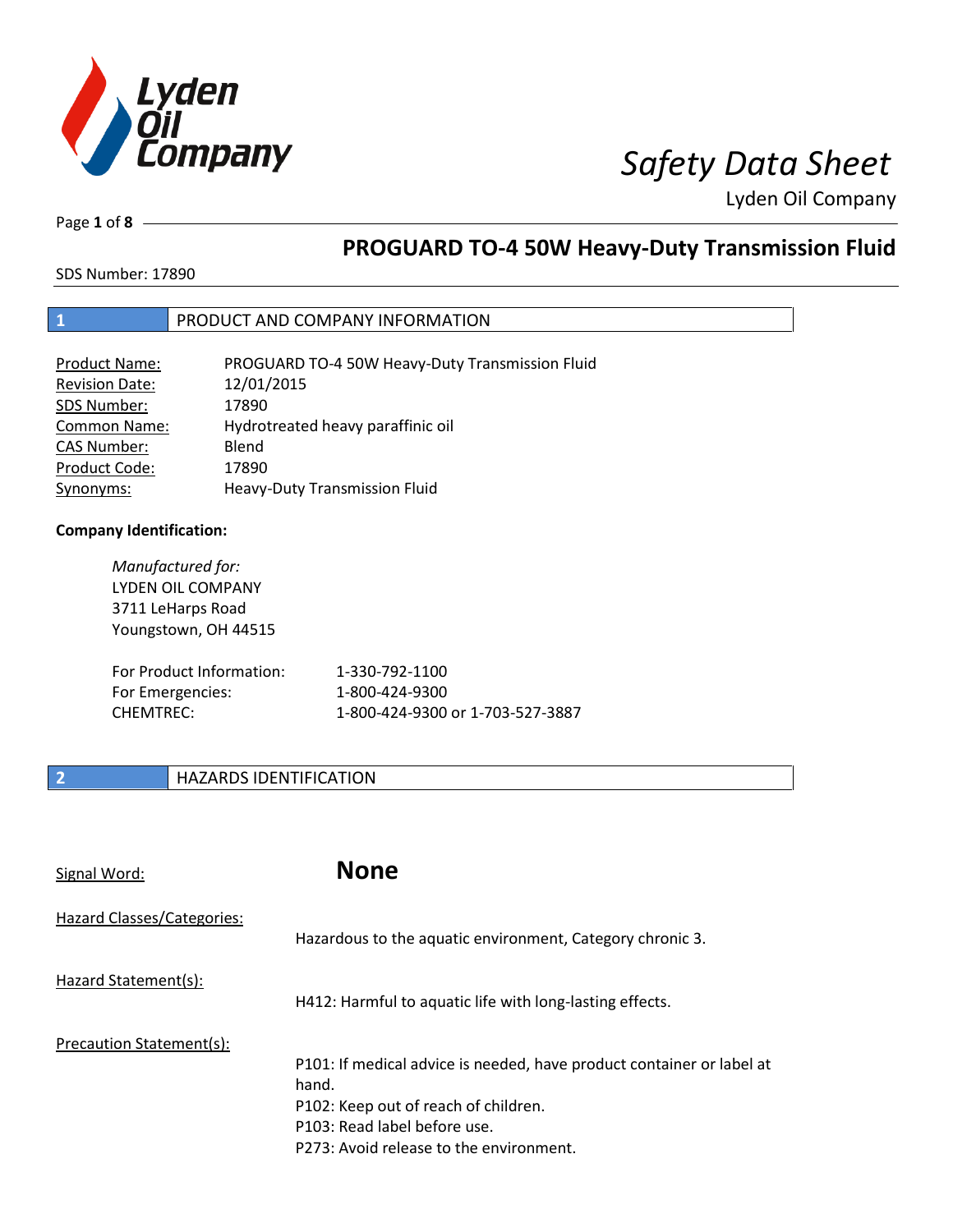# PROGUARD TO-4 50W Heavy-Duty Transmission Fluid

SDS Number: 17890

## 1 PRODUCT AND COMPANY INFORMATION

| | |
|---|---|
| Product Name: | PROGUARD TO-4 50W Heavy-Duty Transmission Fluid |
| Revision Date: | 12/01/2015 |
| SDS Number: | 17890 |
| Common Name: | Hydrotreated heavy paraffinic oil |
| CAS Number: | Blend |
| Product Code: | 17890 |
| Synonyms: | Heavy-Duty Transmission Fluid |

**Company Identification:**

*Manufactured for:*
LYDEN OIL COMPANY
3711 LeHarps Road
Youngstown, OH 44515

| | |
|---|---|
| For Product Information: | 1-330-792-1100 |
| For Emergencies: | 1-800-424-9300 |
| CHEMTREC: | 1-800-424-9300 or 1-703-527-3887 |

## 2 HAZARDS IDENTIFICATION

Signal Word: **None**

Hazard Classes/Categories:
Hazardous to the aquatic environment, Category chronic 3.

Hazard Statement(s):
H412: Harmful to aquatic life with long-lasting effects.

Precaution Statement(s):
P101: If medical advice is needed, have product container or label at hand.
P102: Keep out of reach of children.
P103: Read label before use.
P273: Avoid release to the environment.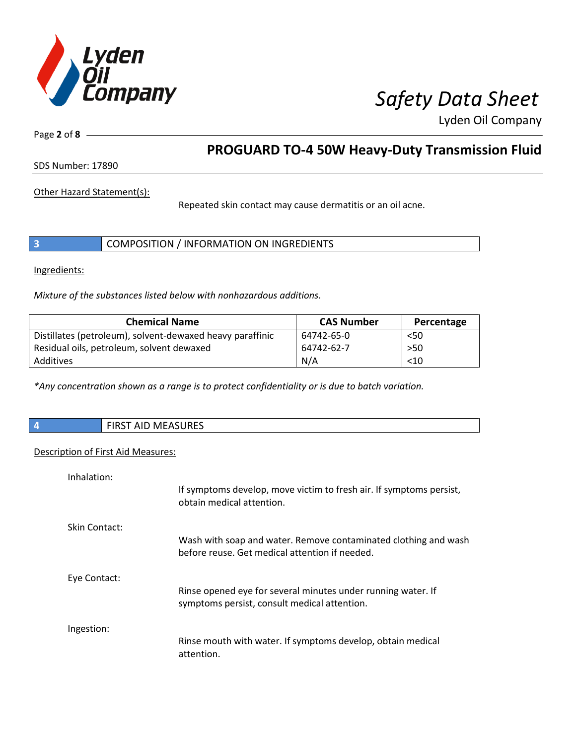Other Hazard Statement(s):

Repeated skin contact may cause dermatitis or an oil acne.

## 3 COMPOSITION / INFORMATION ON INGREDIENTS

Ingredients:

*Mixture of the substances listed below with nonhazardous additions.*

| Chemical Name | CAS Number | Percentage |
|---|---|---|
| Distillates (petroleum), solvent-dewaxed heavy paraffinic | 64742-65-0 | <50 |
| Residual oils, petroleum, solvent dewaxed | 64742-62-7 | >50 |
| Additives | N/A | <10 |

*\*Any concentration shown as a range is to protect confidentiality or is due to batch variation.*

## 4 FIRST AID MEASURES

Description of First Aid Measures:

Inhalation:

If symptoms develop, move victim to fresh air. If symptoms persist, obtain medical attention.

Skin Contact:

Wash with soap and water. Remove contaminated clothing and wash before reuse. Get medical attention if needed.

Eye Contact:

Rinse opened eye for several minutes under running water. If symptoms persist, consult medical attention.

Ingestion:

Rinse mouth with water. If symptoms develop, obtain medical attention.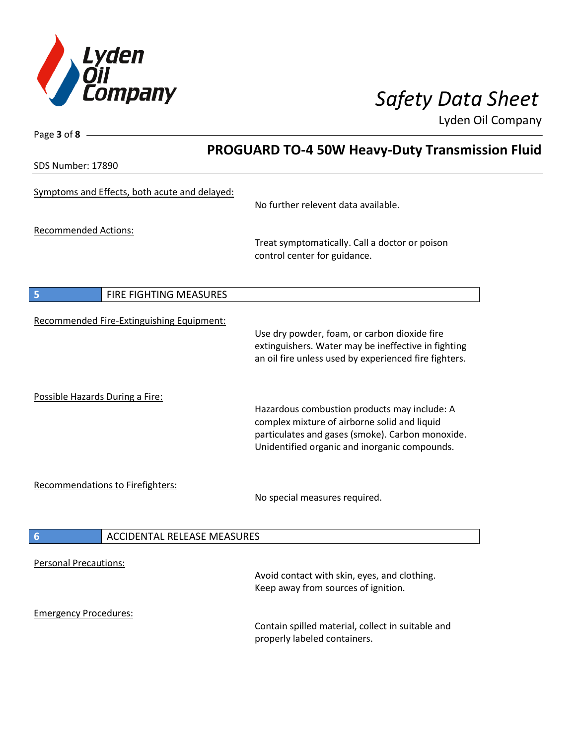Symptoms and Effects, both acute and delayed:

No further relevent data available.

Recommended Actions:

Treat symptomatically. Call a doctor or poison control center for guidance.

## 5 FIRE FIGHTING MEASURES

Recommended Fire-Extinguishing Equipment:

Use dry powder, foam, or carbon dioxide fire extinguishers. Water may be ineffective in fighting an oil fire unless used by experienced fire fighters.

Possible Hazards During a Fire:

Hazardous combustion products may include: A complex mixture of airborne solid and liquid particulates and gases (smoke). Carbon monoxide. Unidentified organic and inorganic compounds.

Recommendations to Firefighters:

No special measures required.

## 6 ACCIDENTAL RELEASE MEASURES

Personal Precautions:

Avoid contact with skin, eyes, and clothing. Keep away from sources of ignition.

Emergency Procedures:

Contain spilled material, collect in suitable and properly labeled containers.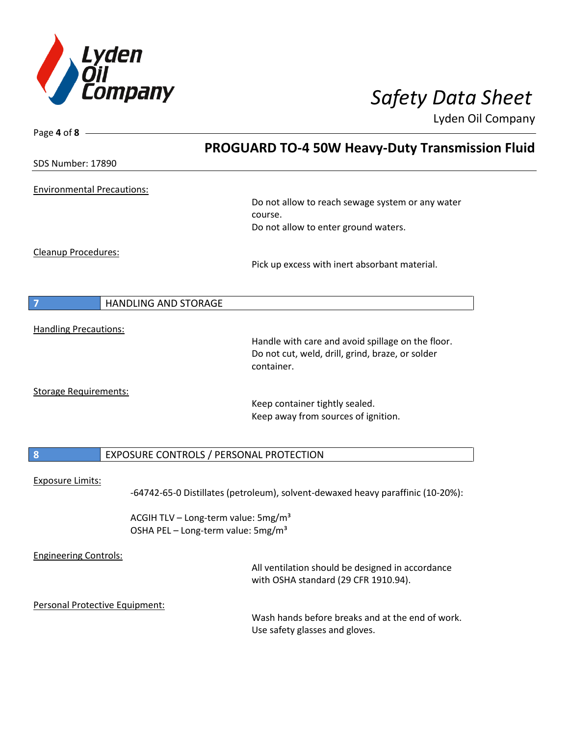Environmental Precautions:

Do not allow to reach sewage system or any water course.
Do not allow to enter ground waters.

Cleanup Procedures:

Pick up excess with inert absorbant material.

## 7 HANDLING AND STORAGE

Handling Precautions:

Handle with care and avoid spillage on the floor.
Do not cut, weld, drill, grind, braze, or solder container.

Storage Requirements:

Keep container tightly sealed.
Keep away from sources of ignition.

## 8 EXPOSURE CONTROLS / PERSONAL PROTECTION

Exposure Limits:

-64742-65-0 Distillates (petroleum), solvent-dewaxed heavy paraffinic (10-20%):

ACGIH TLV – Long-term value: 5mg/m³
OSHA PEL – Long-term value: 5mg/m³

Engineering Controls:

All ventilation should be designed in accordance with OSHA standard (29 CFR 1910.94).

Personal Protective Equipment:

Wash hands before breaks and at the end of work.
Use safety glasses and gloves.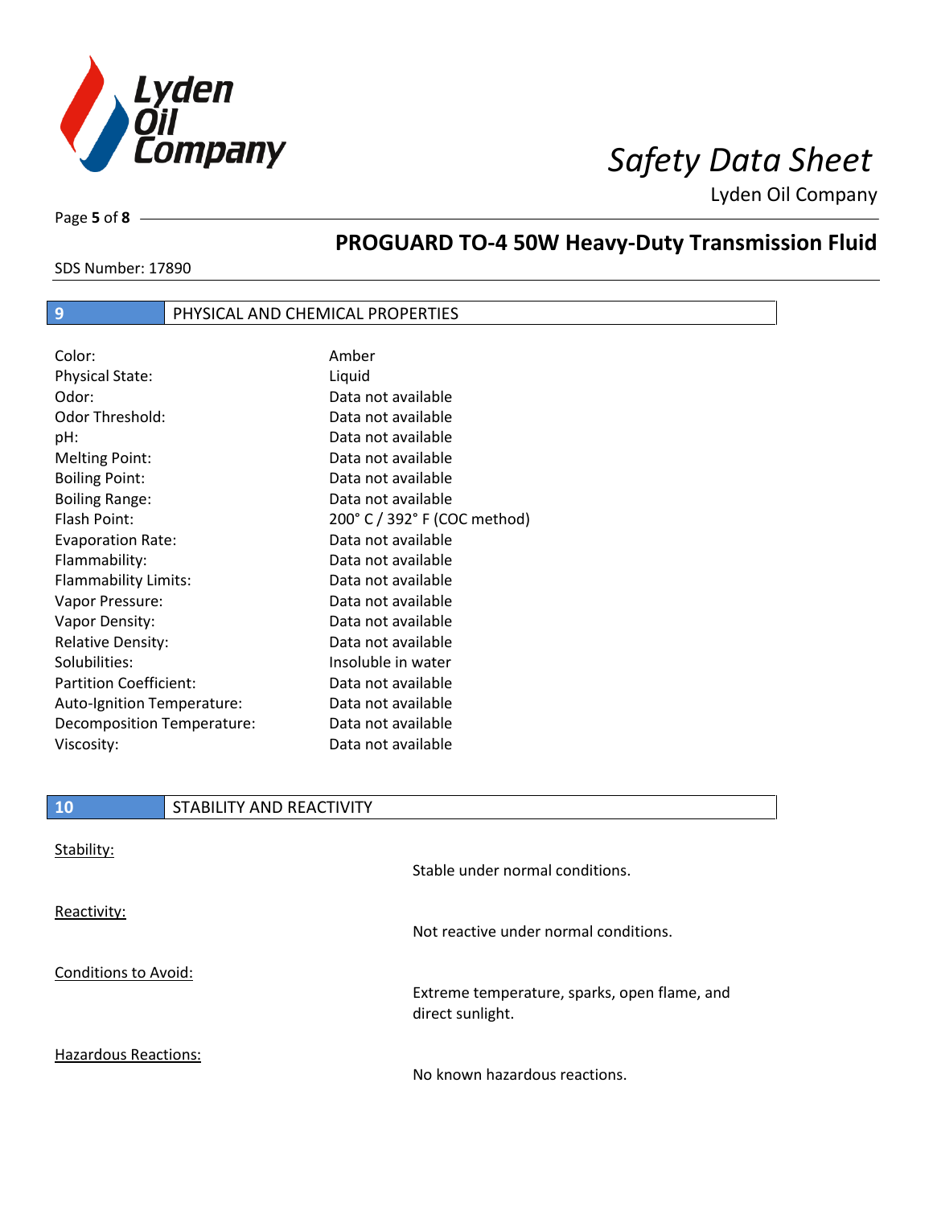## 9 PHYSICAL AND CHEMICAL PROPERTIES

| | |
|---|---|
| Color: | Amber |
| Physical State: | Liquid |
| Odor: | Data not available |
| Odor Threshold: | Data not available |
| pH: | Data not available |
| Melting Point: | Data not available |
| Boiling Point: | Data not available |
| Boiling Range: | Data not available |
| Flash Point: | 200° C / 392° F (COC method) |
| Evaporation Rate: | Data not available |
| Flammability: | Data not available |
| Flammability Limits: | Data not available |
| Vapor Pressure: | Data not available |
| Vapor Density: | Data not available |
| Relative Density: | Data not available |
| Solubilities: | Insoluble in water |
| Partition Coefficient: | Data not available |
| Auto-Ignition Temperature: | Data not available |
| Decomposition Temperature: | Data not available |
| Viscosity: | Data not available |

## 10 STABILITY AND REACTIVITY

Stability:

Stable under normal conditions.

Reactivity:

Not reactive under normal conditions.

Conditions to Avoid:

Extreme temperature, sparks, open flame, and direct sunlight.

Hazardous Reactions:

No known hazardous reactions.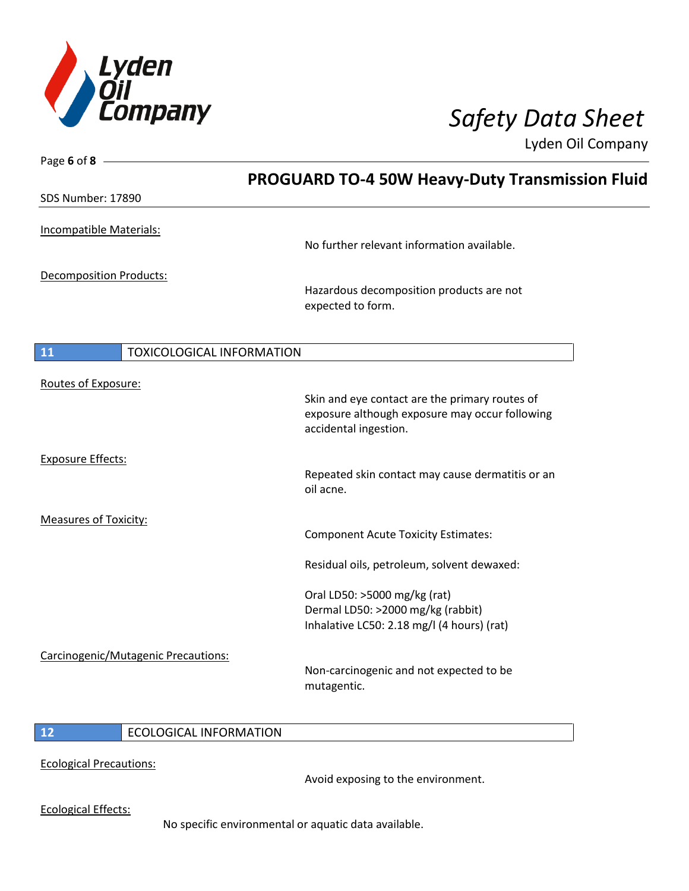Incompatible Materials:

No further relevant information available.

Decomposition Products:

Hazardous decomposition products are not expected to form.

## 11 TOXICOLOGICAL INFORMATION

Routes of Exposure:

Skin and eye contact are the primary routes of exposure although exposure may occur following accidental ingestion.

Exposure Effects:

Repeated skin contact may cause dermatitis or an oil acne.

Measures of Toxicity:

Component Acute Toxicity Estimates:

Residual oils, petroleum, solvent dewaxed:

Oral LD50: >5000 mg/kg (rat)
Dermal LD50: >2000 mg/kg (rabbit)
Inhalative LC50: 2.18 mg/l (4 hours) (rat)

Carcinogenic/Mutagenic Precautions:

Non-carcinogenic and not expected to be mutagentic.

## 12 ECOLOGICAL INFORMATION

Ecological Precautions:

Avoid exposing to the environment.

Ecological Effects:

No specific environmental or aquatic data available.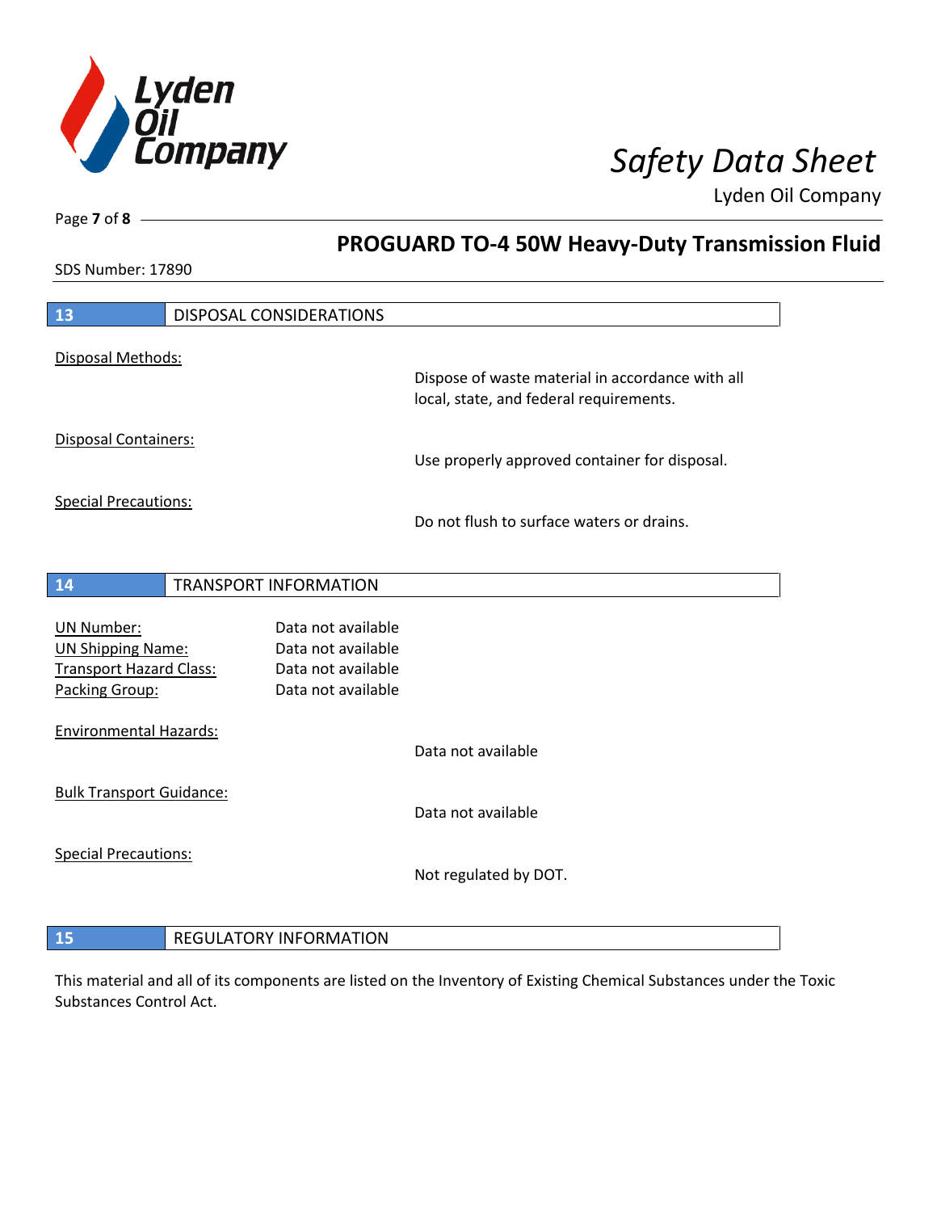## 13 DISPOSAL CONSIDERATIONS

Disposal Methods:

Dispose of waste material in accordance with all local, state, and federal requirements.

Disposal Containers:

Use properly approved container for disposal.

Special Precautions:

Do not flush to surface waters or drains.

## 14 TRANSPORT INFORMATION

| | |
|---|---|
| UN Number: | Data not available |
| UN Shipping Name: | Data not available |
| Transport Hazard Class: | Data not available |
| Packing Group: | Data not available |

Environmental Hazards:

Data not available

Bulk Transport Guidance:

Data not available

Special Precautions:

Not regulated by DOT.

## 15 REGULATORY INFORMATION

This material and all of its components are listed on the Inventory of Existing Chemical Substances under the Toxic Substances Control Act.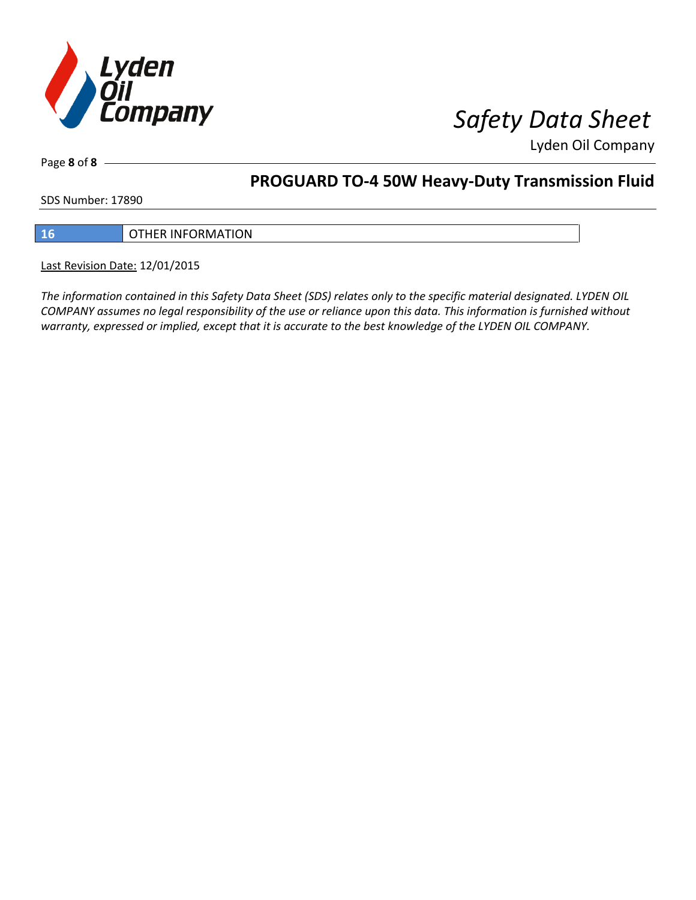## 16 OTHER INFORMATION

Last Revision Date: 12/01/2015

*The information contained in this Safety Data Sheet (SDS) relates only to the specific material designated. LYDEN OIL COMPANY assumes no legal responsibility of the use or reliance upon this data. This information is furnished without warranty, expressed or implied, except that it is accurate to the best knowledge of the LYDEN OIL COMPANY.*